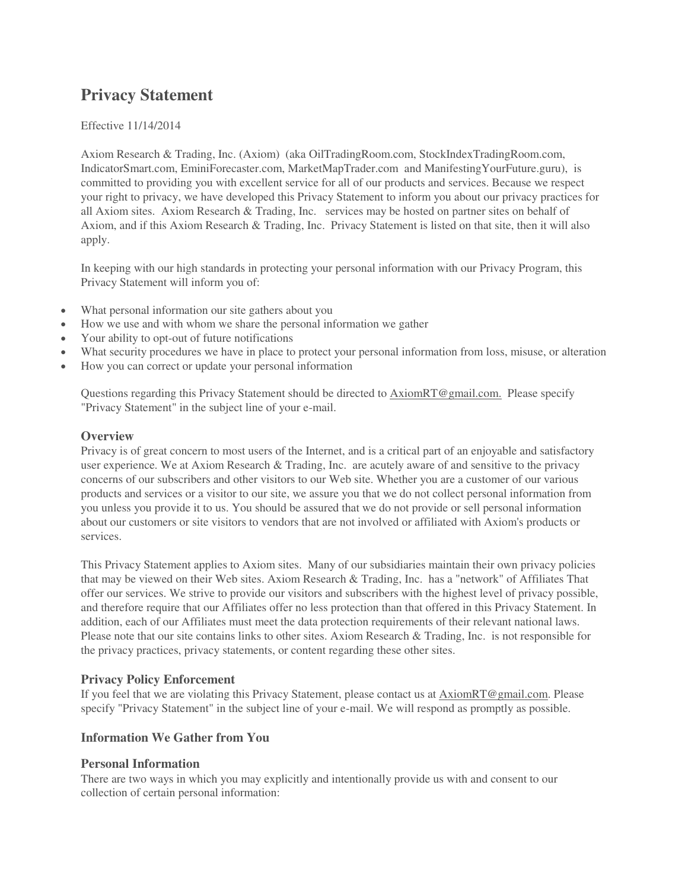# Privacy Statement

Effective 11/14/2014

Axiom Research & Trading, Inc. (Axiom) (aka OilTradingRoom.com, StockIndexTradingRoom.com, IndicatorSmart.com, EminiForecaster.com, MarketMapTrader.com and ManifestingYourFuture.guru), is committed to providing you with excellent service for all of our products and services. Because we respect your right to privacy, we have developed this Privacy Statement to inform you about our privacy practices for all Axiom sites. Axiom Research & Trading, Inc. services may be hosted on partner sites on behalf of Axiom, and if this Axiom Research & Trading, Inc. Privacy Statement is listed on that site, then it will also apply.

In keeping with our high standards in protecting your personal information with our Privacy Program, this Privacy Statement will inform you of:

- What personal information our site gathers about you
- How we use and with whom we share the personal information we gather
- Your ability to opt-out of future notifications
- What security procedures we have in place to protect your personal information from loss, misuse, or alteration
- How you can correct or update your personal information

Questions regarding this Privacy Statement should be directed to AxiomRT@gmail.com. Please specify "Privacy Statement" in the subject line of your e-mail.

### Overview

Privacy is of great concern to most users of the Internet, and is a critical part of an enjoyable and satisfactory user experience. We at Axiom Research & Trading, Inc. are acutely aware of and sensitive to the privacy concerns of our subscribers and other visitors to our Web site. Whether you are a customer of our various products and services or a visitor to our site, we assure you that we do not collect personal information from you unless you provide it to us. You should be assured that we do not provide or sell personal information about our customers or site visitors to vendors that are not involved or affiliated with Axiom's products or services.

This Privacy Statement applies to Axiom sites. Many of our subsidiaries maintain their own privacy policies that may be viewed on their Web sites. Axiom Research & Trading, Inc. has a "network" of Affiliates That offer our services. We strive to provide our visitors and subscribers with the highest level of privacy possible, and therefore require that our Affiliates offer no less protection than that offered in this Privacy Statement. In addition, each of our Affiliates must meet the data protection requirements of their relevant national laws. Please note that our site contains links to other sites. Axiom Research & Trading, Inc. is not responsible for the privacy practices, privacy statements, or content regarding these other sites.

### Privacy Policy Enforcement

If you feel that we are violating this Privacy Statement, please contact us at AxiomRT@gmail.com. Please specify "Privacy Statement" in the subject line of your e-mail. We will respond as promptly as possible.

### Information We Gather from You

### Personal Information

There are two ways in which you may explicitly and intentionally provide us with and consent to our collection of certain personal information: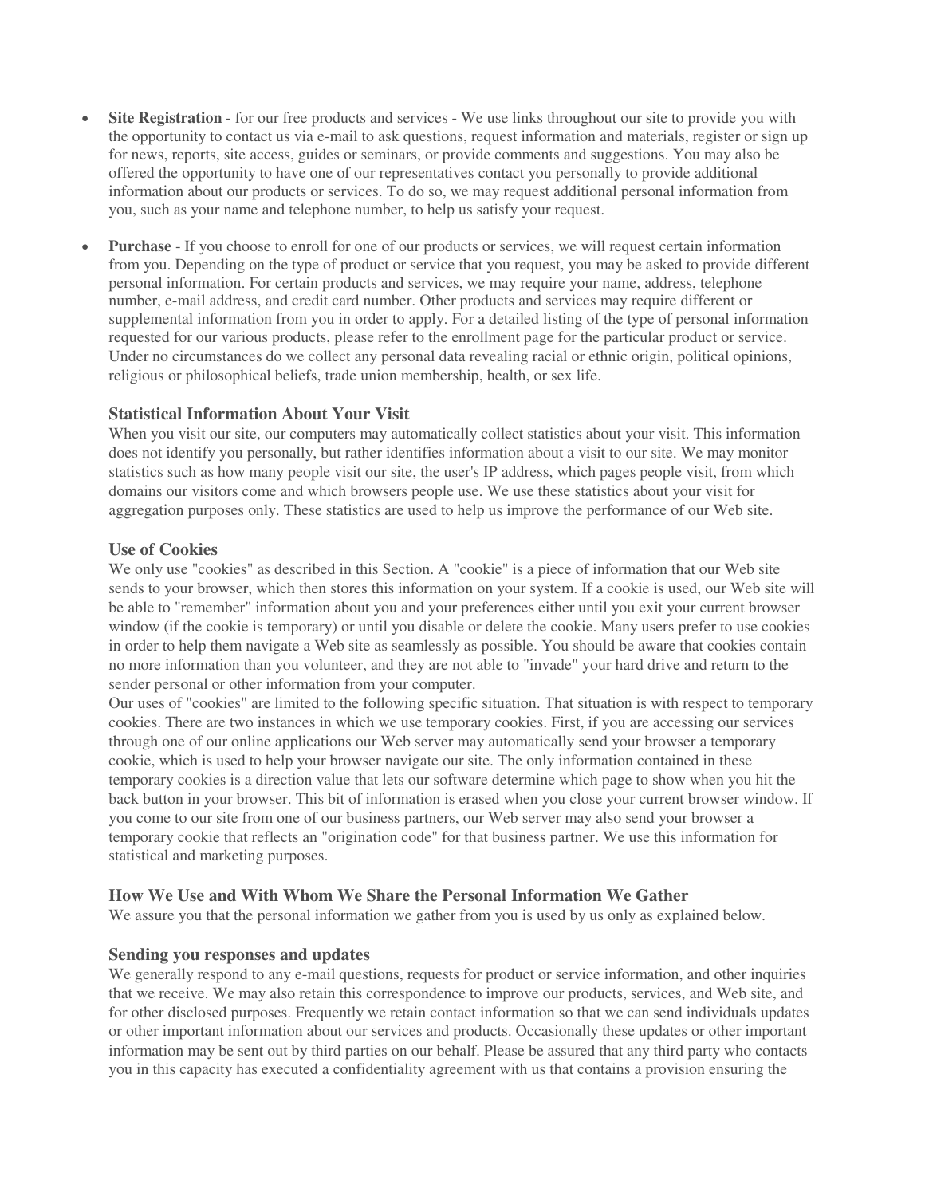- **Site Registration** - for our free products and services - We use links throughout our site to provide you with the opportunity to contact us via e-mail to ask questions, request information and materials, register or sign up for news, reports, site access, guides or seminars, or provide comments and suggestions. You may also be offered the opportunity to have one of our representatives contact you personally to provide additional information about our products or services. To do so, we may request additional personal information from you, such as your name and telephone number, to help us satisfy your request.
- **Purchase** - If you choose to enroll for one of our products or services, we will request certain information from you. Depending on the type of product or service that you request, you may be asked to provide different personal information. For certain products and services, we may require your name, address, telephone number, e-mail address, and credit card number. Other products and services may require different or supplemental information from you in order to apply. For a detailed listing of the type of personal information requested for our various products, please refer to the enrollment page for the particular product or service. Under no circumstances do we collect any personal data revealing racial or ethnic origin, political opinions, religious or philosophical beliefs, trade union membership, health, or sex life.

### Statistical Information About Your Visit

When you visit our site, our computers may automatically collect statistics about your visit. This information does not identify you personally, but rather identifies information about a visit to our site. We may monitor statistics such as how many people visit our site, the user's IP address, which pages people visit, from which domains our visitors come and which browsers people use. We use these statistics about your visit for aggregation purposes only. These statistics are used to help us improve the performance of our Web site.

### Use of Cookies

We only use "cookies" as described in this Section. A "cookie" is a piece of information that our Web site sends to your browser, which then stores this information on your system. If a cookie is used, our Web site will be able to "remember" information about you and your preferences either until you exit your current browser window (if the cookie is temporary) or until you disable or delete the cookie. Many users prefer to use cookies in order to help them navigate a Web site as seamlessly as possible. You should be aware that cookies contain no more information than you volunteer, and they are not able to "invade" your hard drive and return to the sender personal or other information from your computer.

Our uses of "cookies" are limited to the following specific situation. That situation is with respect to temporary cookies. There are two instances in which we use temporary cookies. First, if you are accessing our services through one of our online applications our Web server may automatically send your browser a temporary cookie, which is used to help your browser navigate our site. The only information contained in these temporary cookies is a direction value that lets our software determine which page to show when you hit the back button in your browser. This bit of information is erased when you close your current browser window. If you come to our site from one of our business partners, our Web server may also send your browser a temporary cookie that reflects an "origination code" for that business partner. We use this information for statistical and marketing purposes.

### How We Use and With Whom We Share the Personal Information We Gather

We assure you that the personal information we gather from you is used by us only as explained below.

### Sending you responses and updates

We generally respond to any e-mail questions, requests for product or service information, and other inquiries that we receive. We may also retain this correspondence to improve our products, services, and Web site, and for other disclosed purposes. Frequently we retain contact information so that we can send individuals updates or other important information about our services and products. Occasionally these updates or other important information may be sent out by third parties on our behalf. Please be assured that any third party who contacts you in this capacity has executed a confidentiality agreement with us that contains a provision ensuring the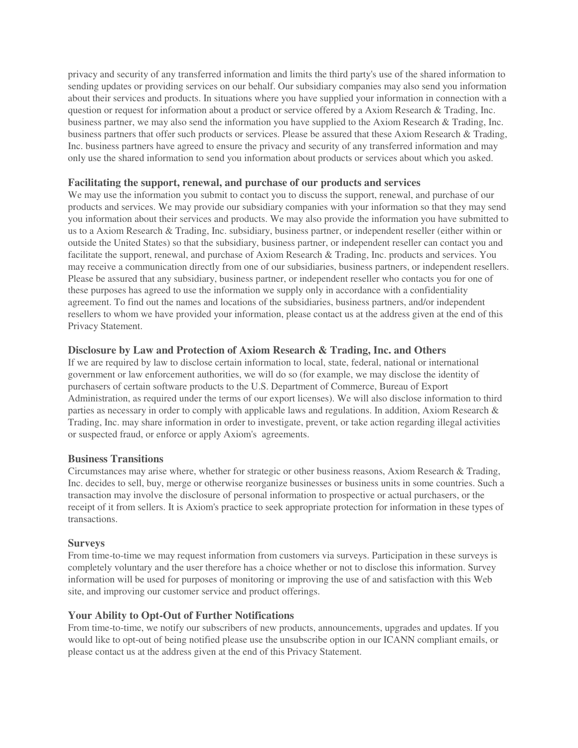privacy and security of any transferred information and limits the third party's use of the shared information to sending updates or providing services on our behalf. Our subsidiary companies may also send you information about their services and products. In situations where you have supplied your information in connection with a question or request for information about a product or service offered by a Axiom Research & Trading, Inc. business partner, we may also send the information you have supplied to the Axiom Research & Trading, Inc. business partners that offer such products or services. Please be assured that these Axiom Research & Trading, Inc. business partners have agreed to ensure the privacy and security of any transferred information and may only use the shared information to send you information about products or services about which you asked.

### Facilitating the support, renewal, and purchase of our products and services

We may use the information you submit to contact you to discuss the support, renewal, and purchase of our products and services. We may provide our subsidiary companies with your information so that they may send you information about their services and products. We may also provide the information you have submitted to us to a Axiom Research & Trading, Inc. subsidiary, business partner, or independent reseller (either within or outside the United States) so that the subsidiary, business partner, or independent reseller can contact you and facilitate the support, renewal, and purchase of Axiom Research & Trading, Inc. products and services. You may receive a communication directly from one of our subsidiaries, business partners, or independent resellers. Please be assured that any subsidiary, business partner, or independent reseller who contacts you for one of these purposes has agreed to use the information we supply only in accordance with a confidentiality agreement. To find out the names and locations of the subsidiaries, business partners, and/or independent resellers to whom we have provided your information, please contact us at the address given at the end of this Privacy Statement.

### Disclosure by Law and Protection of Axiom Research & Trading, Inc. and Others

If we are required by law to disclose certain information to local, state, federal, national or international government or law enforcement authorities, we will do so (for example, we may disclose the identity of purchasers of certain software products to the U.S. Department of Commerce, Bureau of Export Administration, as required under the terms of our export licenses). We will also disclose information to third parties as necessary in order to comply with applicable laws and regulations. In addition, Axiom Research & Trading, Inc. may share information in order to investigate, prevent, or take action regarding illegal activities or suspected fraud, or enforce or apply Axiom's agreements.

### Business Transitions

Circumstances may arise where, whether for strategic or other business reasons, Axiom Research & Trading, Inc. decides to sell, buy, merge or otherwise reorganize businesses or business units in some countries. Such a transaction may involve the disclosure of personal information to prospective or actual purchasers, or the receipt of it from sellers. It is Axiom's practice to seek appropriate protection for information in these types of transactions.

### Surveys

From time-to-time we may request information from customers via surveys. Participation in these surveys is completely voluntary and the user therefore has a choice whether or not to disclose this information. Survey information will be used for purposes of monitoring or improving the use of and satisfaction with this Web site, and improving our customer service and product offerings.

### Your Ability to Opt-Out of Further Notifications

From time-to-time, we notify our subscribers of new products, announcements, upgrades and updates. If you would like to opt-out of being notified please use the unsubscribe option in our ICANN compliant emails, or please contact us at the address given at the end of this Privacy Statement.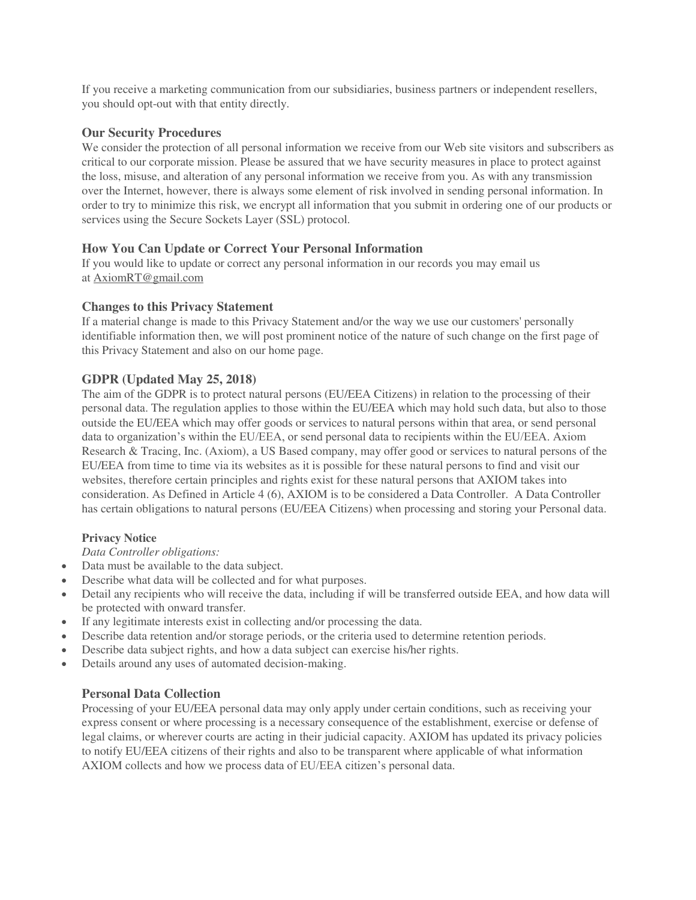If you receive a marketing communication from our subsidiaries, business partners or independent resellers, you should opt-out with that entity directly.

### Our Security Procedures

We consider the protection of all personal information we receive from our Web site visitors and subscribers as critical to our corporate mission. Please be assured that we have security measures in place to protect against the loss, misuse, and alteration of any personal information we receive from you. As with any transmission over the Internet, however, there is always some element of risk involved in sending personal information. In order to try to minimize this risk, we encrypt all information that you submit in ordering one of our products or services using the Secure Sockets Layer (SSL) protocol.

### How You Can Update or Correct Your Personal Information

If you would like to update or correct any personal information in our records you may email us at AxiomRT@gmail.com

### Changes to this Privacy Statement

If a material change is made to this Privacy Statement and/or the way we use our customers' personally identifiable information then, we will post prominent notice of the nature of such change on the first page of this Privacy Statement and also on our home page.

### GDPR (Updated May 25, 2018)

The aim of the GDPR is to protect natural persons (EU/EEA Citizens) in relation to the processing of their personal data. The regulation applies to those within the EU/EEA which may hold such data, but also to those outside the EU/EEA which may offer goods or services to natural persons within that area, or send personal data to organization's within the EU/EEA, or send personal data to recipients within the EU/EEA. Axiom Research & Tracing, Inc. (Axiom), a US Based company, may offer good or services to natural persons of the EU/EEA from time to time via its websites as it is possible for these natural persons to find and visit our websites, therefore certain principles and rights exist for these natural persons that AXIOM takes into consideration. As Defined in Article 4 (6), AXIOM is to be considered a Data Controller. A Data Controller has certain obligations to natural persons (EU/EEA Citizens) when processing and storing your Personal data.

#### Privacy Notice

*Data Controller obligations:*

- Data must be available to the data subject.
- Describe what data will be collected and for what purposes.
- Detail any recipients who will receive the data, including if will be transferred outside EEA, and how data will be protected with onward transfer.
- If any legitimate interests exist in collecting and/or processing the data.
- Describe data retention and/or storage periods, or the criteria used to determine retention periods.
- Describe data subject rights, and how a data subject can exercise his/her rights.
- Details around any uses of automated decision-making.

### Personal Data Collection

Processing of your EU/EEA personal data may only apply under certain conditions, such as receiving your express consent or where processing is a necessary consequence of the establishment, exercise or defense of legal claims, or wherever courts are acting in their judicial capacity. AXIOM has updated its privacy policies to notify EU/EEA citizens of their rights and also to be transparent where applicable of what information AXIOM collects and how we process data of EU/EEA citizen's personal data.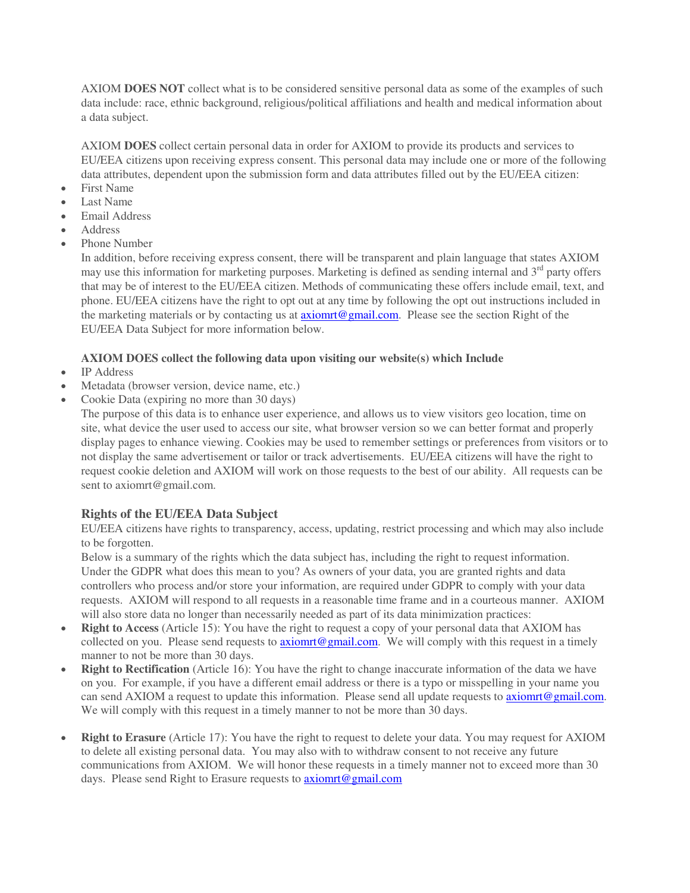AXIOM **DOES NOT** collect what is to be considered sensitive personal data as some of the examples of such data include: race, ethnic background, religious/political affiliations and health and medical information about a data subject.

AXIOM **DOES** collect certain personal data in order for AXIOM to provide its products and services to EU/EEA citizens upon receiving express consent. This personal data may include one or more of the following data attributes, dependent upon the submission form and data attributes filled out by the EU/EEA citizen:

- First Name
- Last Name
- Email Address
- Address
- Phone Number

In addition, before receiving express consent, there will be transparent and plain language that states AXIOM may use this information for marketing purposes. Marketing is defined as sending internal and 3rd party offers that may be of interest to the EU/EEA citizen. Methods of communicating these offers include email, text, and phone. EU/EEA citizens have the right to opt out at any time by following the opt out instructions included in the marketing materials or by contacting us at axiomrt@gmail.com. Please see the section Right of the EU/EEA Data Subject for more information below.

**AXIOM DOES collect the following data upon visiting our website(s) which Include**

- IP Address
- Metadata (browser version, device name, etc.)
- Cookie Data (expiring no more than 30 days)

The purpose of this data is to enhance user experience, and allows us to view visitors geo location, time on site, what device the user used to access our site, what browser version so we can better format and properly display pages to enhance viewing. Cookies may be used to remember settings or preferences from visitors or to not display the same advertisement or tailor or track advertisements. EU/EEA citizens will have the right to request cookie deletion and AXIOM will work on those requests to the best of our ability. All requests can be sent to axiomrt@gmail.com.

### Rights of the EU/EEA Data Subject

EU/EEA citizens have rights to transparency, access, updating, restrict processing and which may also include to be forgotten.

Below is a summary of the rights which the data subject has, including the right to request information. Under the GDPR what does this mean to you? As owners of your data, you are granted rights and data controllers who process and/or store your information, are required under GDPR to comply with your data requests. AXIOM will respond to all requests in a reasonable time frame and in a courteous manner. AXIOM will also store data no longer than necessarily needed as part of its data minimization practices:

- **Right to Access** (Article 15): You have the right to request a copy of your personal data that AXIOM has collected on you. Please send requests to axiomrt@gmail.com. We will comply with this request in a timely manner to not be more than 30 days.
- **Right to Rectification** (Article 16): You have the right to change inaccurate information of the data we have on you. For example, if you have a different email address or there is a typo or misspelling in your name you can send AXIOM a request to update this information. Please send all update requests to axiomrt@gmail.com. We will comply with this request in a timely manner to not be more than 30 days.
- **Right to Erasure** (Article 17): You have the right to request to delete your data. You may request for AXIOM to delete all existing personal data. You may also with to withdraw consent to not receive any future communications from AXIOM. We will honor these requests in a timely manner not to exceed more than 30 days. Please send Right to Erasure requests to axiomrt@gmail.com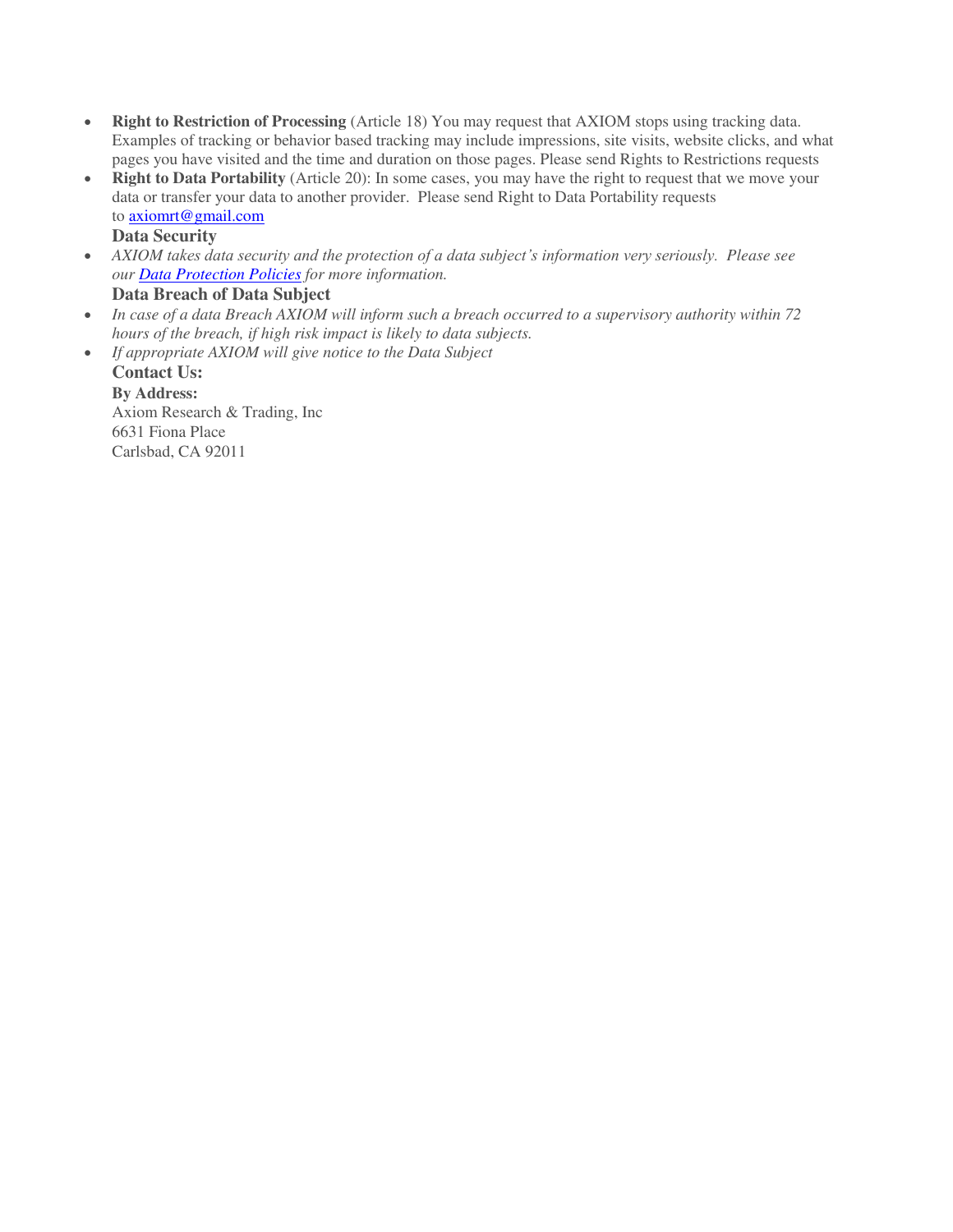- **Right to Restriction of Processing** (Article 18) You may request that AXIOM stops using tracking data. Examples of tracking or behavior based tracking may include impressions, site visits, website clicks, and what pages you have visited and the time and duration on those pages. Please send Rights to Restrictions requests
- **Right to Data Portability** (Article 20): In some cases, you may have the right to request that we move your data or transfer your data to another provider. Please send Right to Data Portability requests to axiomrt@gmail.com

### Data Security

- *AXIOM takes data security and the protection of a data subject's information very seriously. Please see our Data Protection Policies for more information.*

### Data Breach of Data Subject

- *In case of a data Breach AXIOM will inform such a breach occurred to a supervisory authority within 72 hours of the breach, if high risk impact is likely to data subjects.*
- *If appropriate AXIOM will give notice to the Data Subject*

### Contact Us:

**By Address:**
Axiom Research & Trading, Inc
6631 Fiona Place
Carlsbad, CA 92011